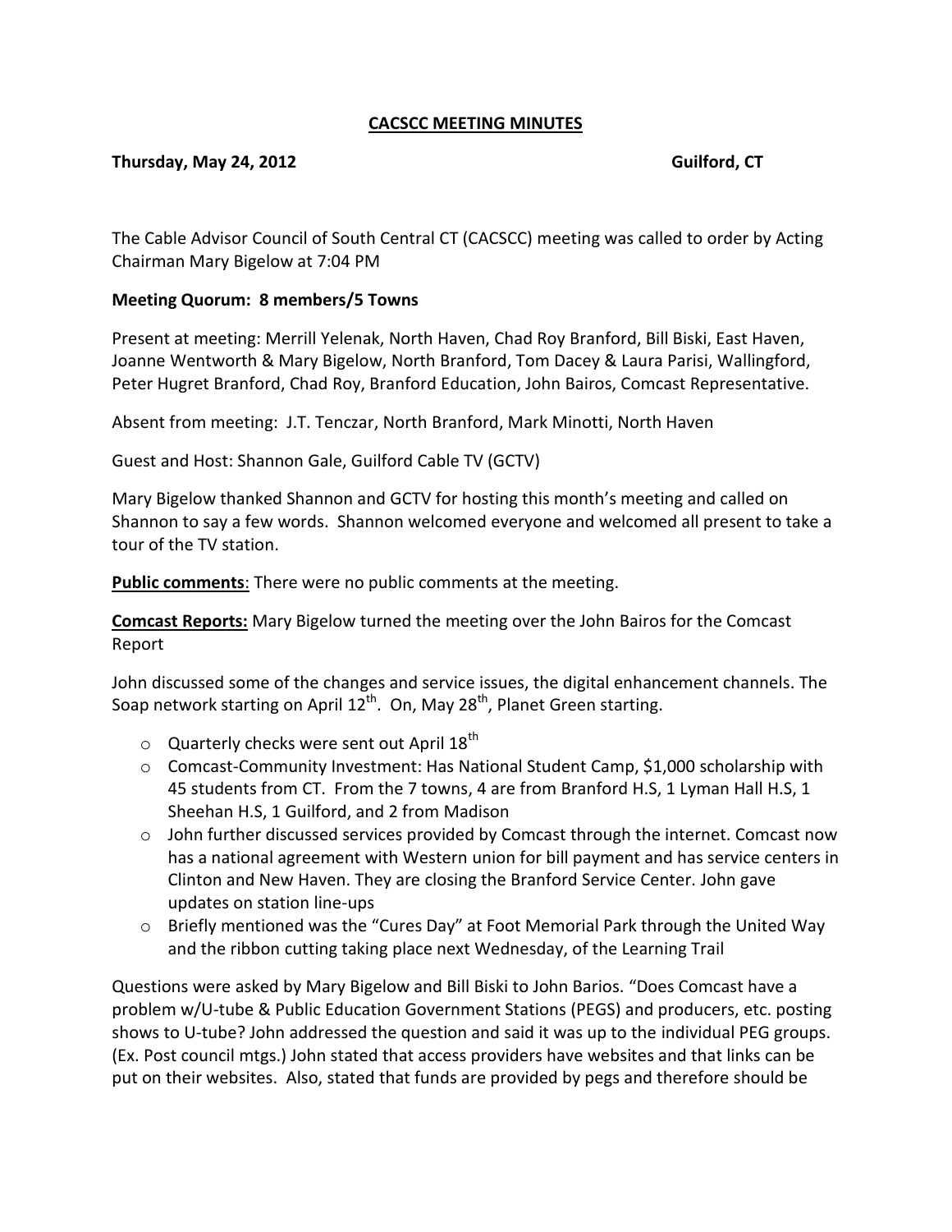**CACSCC MEETING MINUTES**

**Thursday, May 24, 2012 Guilford, CT**

The Cable Advisor Council of South Central CT (CACSCC) meeting was called to order by Acting Chairman Mary Bigelow at 7:04 PM

**Meeting Quorum: 8 members/5 Towns**

Present at meeting: Merrill Yelenak, North Haven, Chad Roy Branford, Bill Biski, East Haven, Joanne Wentworth & Mary Bigelow, North Branford, Tom Dacey & Laura Parisi, Wallingford, Peter Hugret Branford, Chad Roy, Branford Education, John Bairos, Comcast Representative.

Absent from meeting: J.T. Tenczar, North Branford, Mark Minotti, North Haven

Guest and Host: Shannon Gale, Guilford Cable TV (GCTV)

Mary Bigelow thanked Shannon and GCTV for hosting this month's meeting and called on Shannon to say a few words. Shannon welcomed everyone and welcomed all present to take a tour of the TV station.

**Public comments**: There were no public comments at the meeting.

**Comcast Reports:** Mary Bigelow turned the meeting over the John Bairos for the Comcast Report

John discussed some of the changes and service issues, the digital enhancement channels. The Soap network starting on April 12th. On, May 28th, Planet Green starting.

- Quarterly checks were sent out April 18th
- Comcast-Community Investment: Has National Student Camp, $1,000 scholarship with 45 students from CT. From the 7 towns, 4 are from Branford H.S, 1 Lyman Hall H.S, 1 Sheehan H.S, 1 Guilford, and 2 from Madison
- John further discussed services provided by Comcast through the internet. Comcast now has a national agreement with Western union for bill payment and has service centers in Clinton and New Haven. They are closing the Branford Service Center. John gave updates on station line-ups
- Briefly mentioned was the "Cures Day" at Foot Memorial Park through the United Way and the ribbon cutting taking place next Wednesday, of the Learning Trail

Questions were asked by Mary Bigelow and Bill Biski to John Barios. "Does Comcast have a problem w/U-tube & Public Education Government Stations (PEGS) and producers, etc. posting shows to U-tube? John addressed the question and said it was up to the individual PEG groups. (Ex. Post council mtgs.) John stated that access providers have websites and that links can be put on their websites. Also, stated that funds are provided by pegs and therefore should be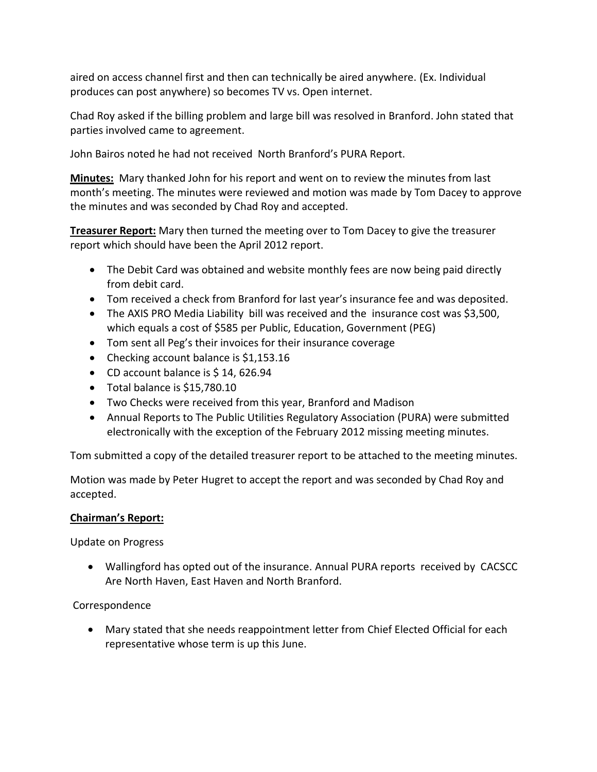aired on access channel first and then can technically be aired anywhere. (Ex. Individual produces can post anywhere) so becomes TV vs. Open internet.

Chad Roy asked if the billing problem and large bill was resolved in Branford. John stated that parties involved came to agreement.

John Bairos noted he had not received  North Branford's PURA Report.

**Minutes:** Mary thanked John for his report and went on to review the minutes from last month's meeting. The minutes were reviewed and motion was made by Tom Dacey to approve the minutes and was seconded by Chad Roy and accepted.

**Treasurer Report:** Mary then turned the meeting over to Tom Dacey to give the treasurer report which should have been the April 2012 report.

- The Debit Card was obtained and website monthly fees are now being paid directly from debit card.
- Tom received a check from Branford for last year's insurance fee and was deposited.
- The AXIS PRO Media Liability  bill was received and the  insurance cost was $3,500, which equals a cost of $585 per Public, Education, Government (PEG)
- Tom sent all Peg's their invoices for their insurance coverage
- Checking account balance is $1,153.16
- CD account balance is $ 14, 626.94
- Total balance is $15,780.10
- Two Checks were received from this year, Branford and Madison
- Annual Reports to The Public Utilities Regulatory Association (PURA) were submitted electronically with the exception of the February 2012 missing meeting minutes.

Tom submitted a copy of the detailed treasurer report to be attached to the meeting minutes.

Motion was made by Peter Hugret to accept the report and was seconded by Chad Roy and accepted.

**Chairman's Report:**

Update on Progress

- Wallingford has opted out of the insurance. Annual PURA reports  received by  CACSCC Are North Haven, East Haven and North Branford.

Correspondence

- Mary stated that she needs reappointment letter from Chief Elected Official for each representative whose term is up this June.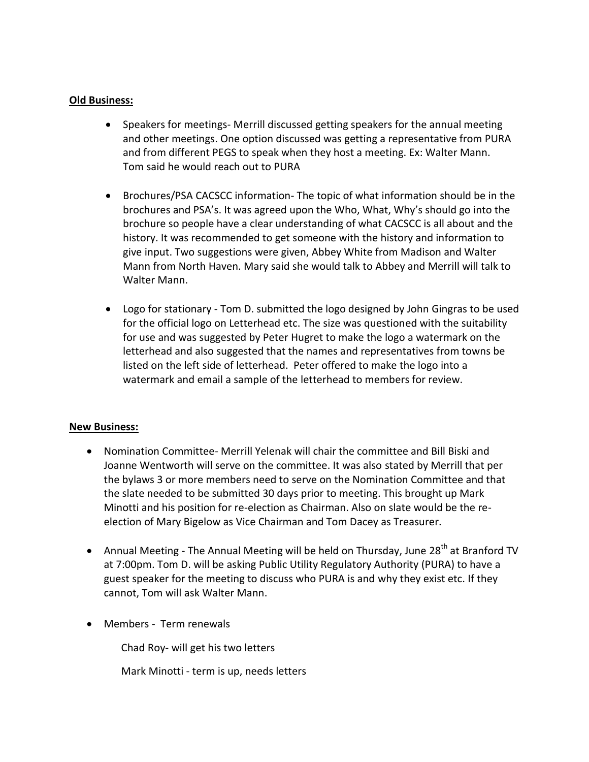**Old Business:**

- Speakers for meetings- Merrill discussed getting speakers for the annual meeting and other meetings. One option discussed was getting a representative from PURA and from different PEGS to speak when they host a meeting. Ex: Walter Mann. Tom said he would reach out to PURA

- Brochures/PSA CACSCC information- The topic of what information should be in the brochures and PSA's. It was agreed upon the Who, What, Why's should go into the brochure so people have a clear understanding of what CACSCC is all about and the history. It was recommended to get someone with the history and information to give input. Two suggestions were given, Abbey White from Madison and Walter Mann from North Haven. Mary said she would talk to Abbey and Merrill will talk to Walter Mann.

- Logo for stationary - Tom D. submitted the logo designed by John Gingras to be used for the official logo on Letterhead etc. The size was questioned with the suitability for use and was suggested by Peter Hugret to make the logo a watermark on the letterhead and also suggested that the names and representatives from towns be listed on the left side of letterhead. Peter offered to make the logo into a watermark and email a sample of the letterhead to members for review.

**New Business:**

- Nomination Committee- Merrill Yelenak will chair the committee and Bill Biski and Joanne Wentworth will serve on the committee. It was also stated by Merrill that per the bylaws 3 or more members need to serve on the Nomination Committee and that the slate needed to be submitted 30 days prior to meeting. This brought up Mark Minotti and his position for re-election as Chairman. Also on slate would be the re-election of Mary Bigelow as Vice Chairman and Tom Dacey as Treasurer.

- Annual Meeting - The Annual Meeting will be held on Thursday, June 28th at Branford TV at 7:00pm. Tom D. will be asking Public Utility Regulatory Authority (PURA) to have a guest speaker for the meeting to discuss who PURA is and why they exist etc. If they cannot, Tom will ask Walter Mann.

- Members - Term renewals

  Chad Roy- will get his two letters

  Mark Minotti - term is up, needs letters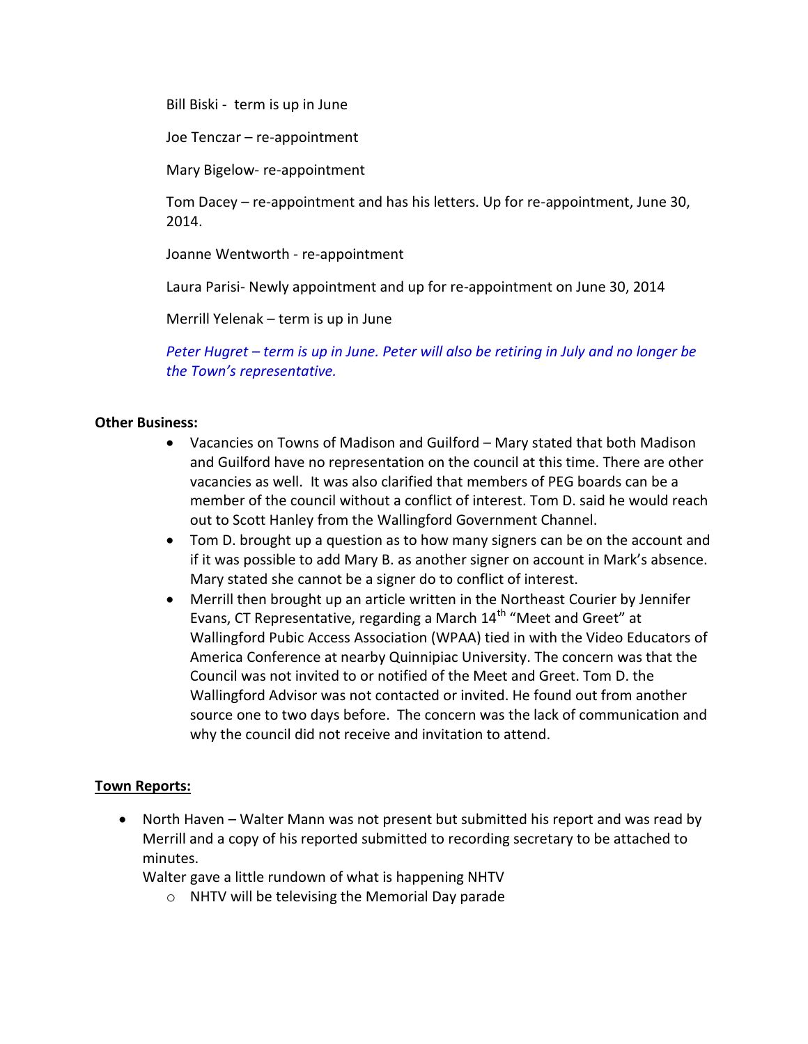Bill Biski - term is up in June

Joe Tenczar – re-appointment

Mary Bigelow- re-appointment

Tom Dacey – re-appointment and has his letters. Up for re-appointment, June 30, 2014.

Joanne Wentworth - re-appointment

Laura Parisi- Newly appointment and up for re-appointment on June 30, 2014

Merrill Yelenak – term is up in June

*Peter Hugret – term is up in June. Peter will also be retiring in July and no longer be the Town's representative.*

**Other Business:**

- Vacancies on Towns of Madison and Guilford – Mary stated that both Madison and Guilford have no representation on the council at this time. There are other vacancies as well. It was also clarified that members of PEG boards can be a member of the council without a conflict of interest. Tom D. said he would reach out to Scott Hanley from the Wallingford Government Channel.
- Tom D. brought up a question as to how many signers can be on the account and if it was possible to add Mary B. as another signer on account in Mark's absence. Mary stated she cannot be a signer do to conflict of interest.
- Merrill then brought up an article written in the Northeast Courier by Jennifer Evans, CT Representative, regarding a March 14th "Meet and Greet" at Wallingford Pubic Access Association (WPAA) tied in with the Video Educators of America Conference at nearby Quinnipiac University. The concern was that the Council was not invited to or notified of the Meet and Greet. Tom D. the Wallingford Advisor was not contacted or invited. He found out from another source one to two days before. The concern was the lack of communication and why the council did not receive and invitation to attend.

**Town Reports:**

- North Haven – Walter Mann was not present but submitted his report and was read by Merrill and a copy of his reported submitted to recording secretary to be attached to minutes.
  
  Walter gave a little rundown of what is happening NHTV
  - NHTV will be televising the Memorial Day parade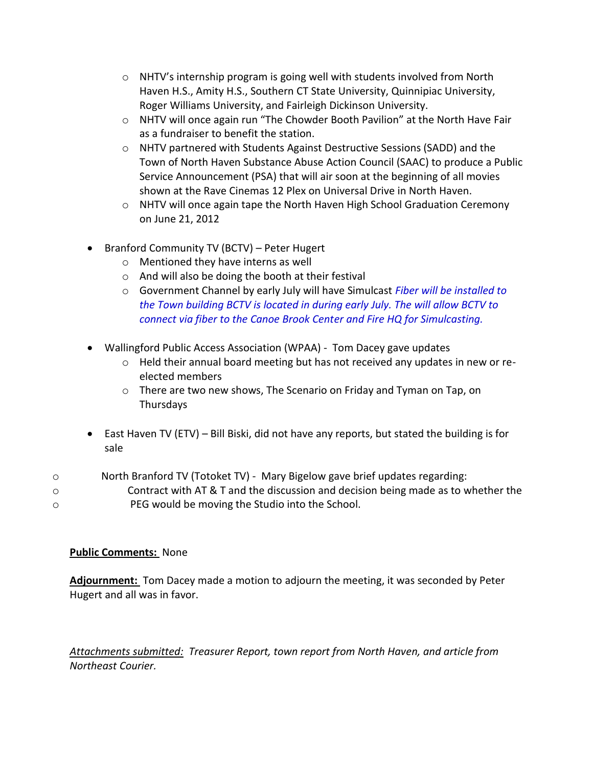- NHTV's internship program is going well with students involved from North Haven H.S., Amity H.S., Southern CT State University, Quinnipiac University, Roger Williams University, and Fairleigh Dickinson University.
    - NHTV will once again run "The Chowder Booth Pavilion" at the North Have Fair as a fundraiser to benefit the station.
    - NHTV partnered with Students Against Destructive Sessions (SADD) and the Town of North Haven Substance Abuse Action Council (SAAC) to produce a Public Service Announcement (PSA) that will air soon at the beginning of all movies shown at the Rave Cinemas 12 Plex on Universal Drive in North Haven.
    - NHTV will once again tape the North Haven High School Graduation Ceremony on June 21, 2012

- Branford Community TV (BCTV) – Peter Hugert
    - Mentioned they have interns as well
    - And will also be doing the booth at their festival
    - Government Channel by early July will have Simulcast *Fiber will be installed to the Town building BCTV is located in during early July. The will allow BCTV to connect via fiber to the Canoe Brook Center and Fire HQ for Simulcasting.*

- Wallingford Public Access Association (WPAA) - Tom Dacey gave updates
    - Held their annual board meeting but has not received any updates in new or re-elected members
    - There are two new shows, The Scenario on Friday and Tyman on Tap, on Thursdays

- East Haven TV (ETV) – Bill Biski, did not have any reports, but stated the building is for sale

- North Branford TV (Totoket TV) - Mary Bigelow gave brief updates regarding:
- Contract with AT & T and the discussion and decision being made as to whether the
- PEG would be moving the Studio into the School.

**Public Comments:** None

**Adjournment:** Tom Dacey made a motion to adjourn the meeting, it was seconded by Peter Hugert and all was in favor.

*Attachments submitted:* *Treasurer Report, town report from North Haven, and article from Northeast Courier.*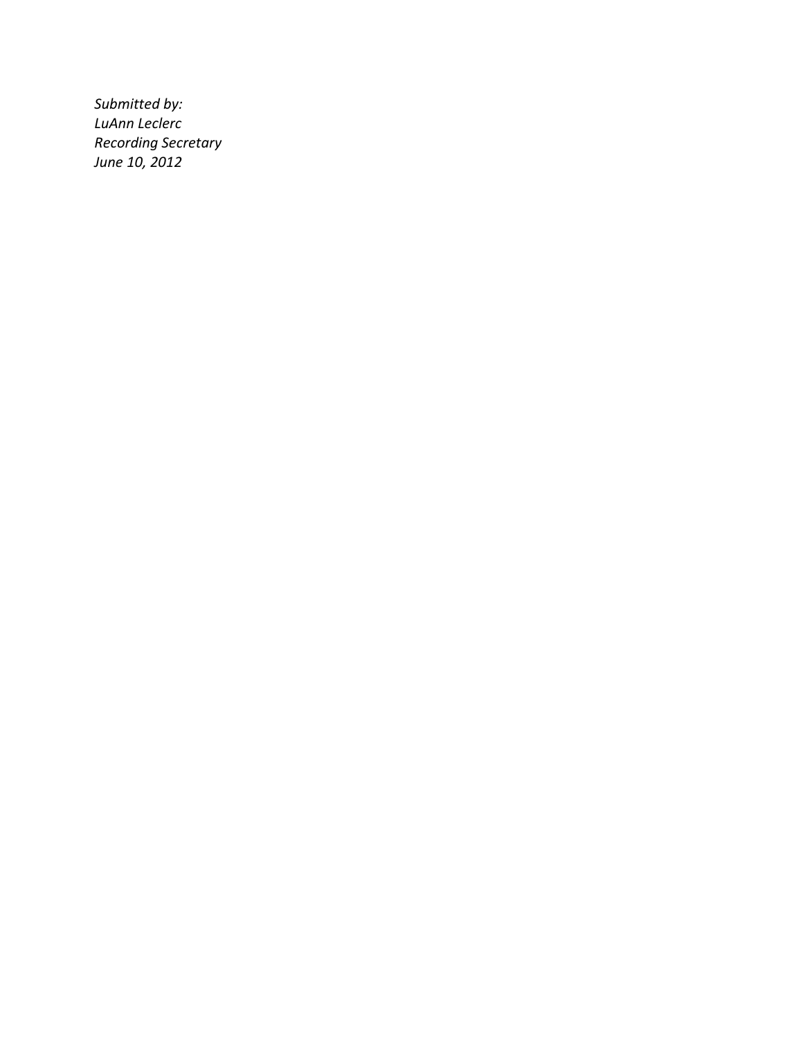*Submitted by:*
*LuAnn Leclerc*
*Recording Secretary*
*June 10, 2012*